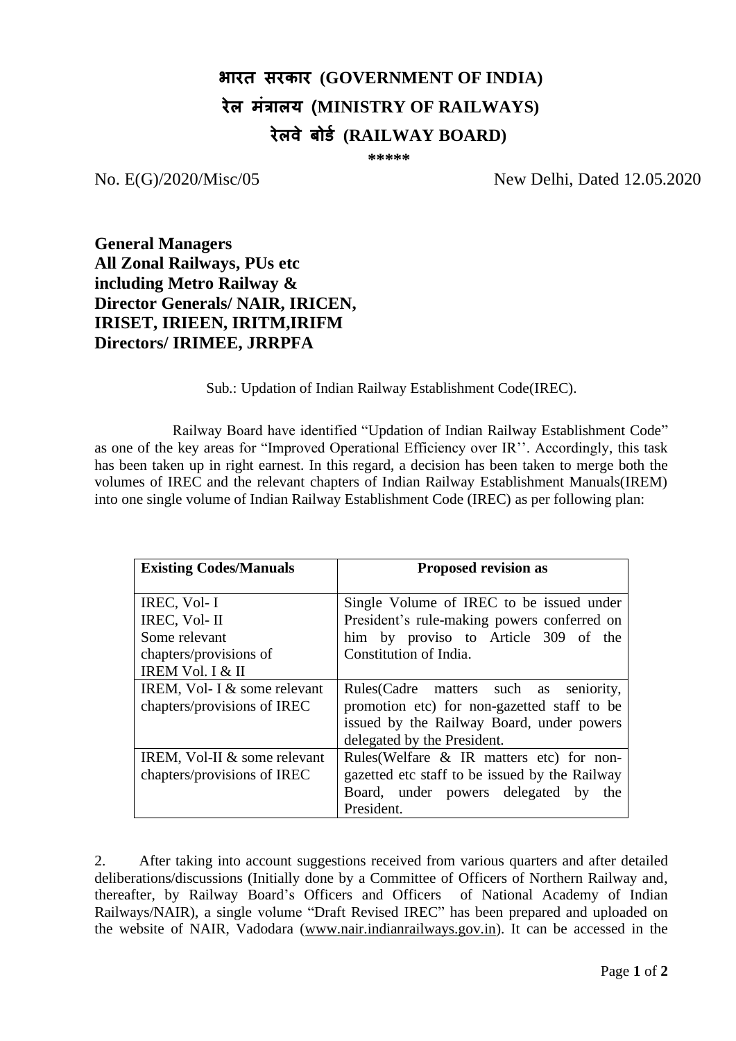# भारत सरकार (GOVERNMENT OF INDIA)
# रेल मंत्रालय (MINISTRY OF RAILWAYS)
# रेलवे बोर्ड (RAILWAY BOARD)

\*\*\*\*\*

No. E(G)/2020/Misc/05 New Delhi, Dated 12.05.2020

**General Managers**
**All Zonal Railways, PUs etc**
**including Metro Railway &**
**Director Generals/ NAIR, IRICEN,**
**IRISET, IRIEEN, IRITM,IRIFM**
**Directors/ IRIMEE, JRRPFA**

Sub.: Updation of Indian Railway Establishment Code(IREC).

Railway Board have identified "Updation of Indian Railway Establishment Code" as one of the key areas for "Improved Operational Efficiency over IR''. Accordingly, this task has been taken up in right earnest. In this regard, a decision has been taken to merge both the volumes of IREC and the relevant chapters of Indian Railway Establishment Manuals(IREM) into one single volume of Indian Railway Establishment Code (IREC) as per following plan:

| Existing Codes/Manuals | Proposed revision as |
|---|---|
| IREC, Vol- I<br>IREC, Vol- II<br>Some relevant chapters/provisions of IREM Vol. I & II | Single Volume of IREC to be issued under President's rule-making powers conferred on him by proviso to Article 309 of the Constitution of India. |
| IREM, Vol- I & some relevant chapters/provisions of IREC | Rules(Cadre matters such as seniority, promotion etc) for non-gazetted staff to be issued by the Railway Board, under powers delegated by the President. |
| IREM, Vol-II & some relevant chapters/provisions of IREC | Rules(Welfare & IR matters etc) for non-gazetted etc staff to be issued by the Railway Board, under powers delegated by the President. |

2. After taking into account suggestions received from various quarters and after detailed deliberations/discussions (Initially done by a Committee of Officers of Northern Railway and, thereafter, by Railway Board's Officers and Officers of National Academy of Indian Railways/NAIR), a single volume "Draft Revised IREC" has been prepared and uploaded on the website of NAIR, Vadodara (www.nair.indianrailways.gov.in). It can be accessed in the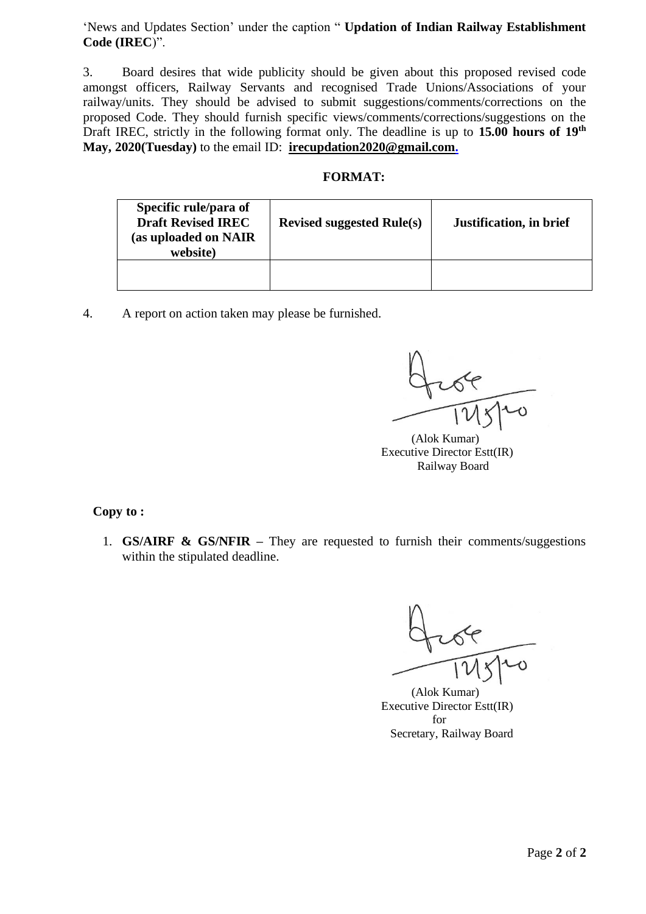'News and Updates Section' under the caption " **Updation of Indian Railway Establishment Code (IREC)**".

3. Board desires that wide publicity should be given about this proposed revised code amongst officers, Railway Servants and recognised Trade Unions/Associations of your railway/units. They should be advised to submit suggestions/comments/corrections on the proposed Code. They should furnish specific views/comments/corrections/suggestions on the Draft IREC, strictly in the following format only. The deadline is up to **15.00 hours of 19th May, 2020(Tuesday)** to the email ID: **irecupdation2020@gmail.com**.

**FORMAT:**

| **Specific rule/para of Draft Revised IREC (as uploaded on NAIR website)** | **Revised suggested Rule(s)** | **Justification, in brief** |
|---|---|---|
| | | |

4. A report on action taken may please be furnished.

12/5/20

(Alok Kumar)
Executive Director Estt(IR)
Railway Board

**Copy to :**

1. **GS/AIRF & GS/NFIR** – They are requested to furnish their comments/suggestions within the stipulated deadline.

12/5/20

(Alok Kumar)
Executive Director Estt(IR)
for
Secretary, Railway Board